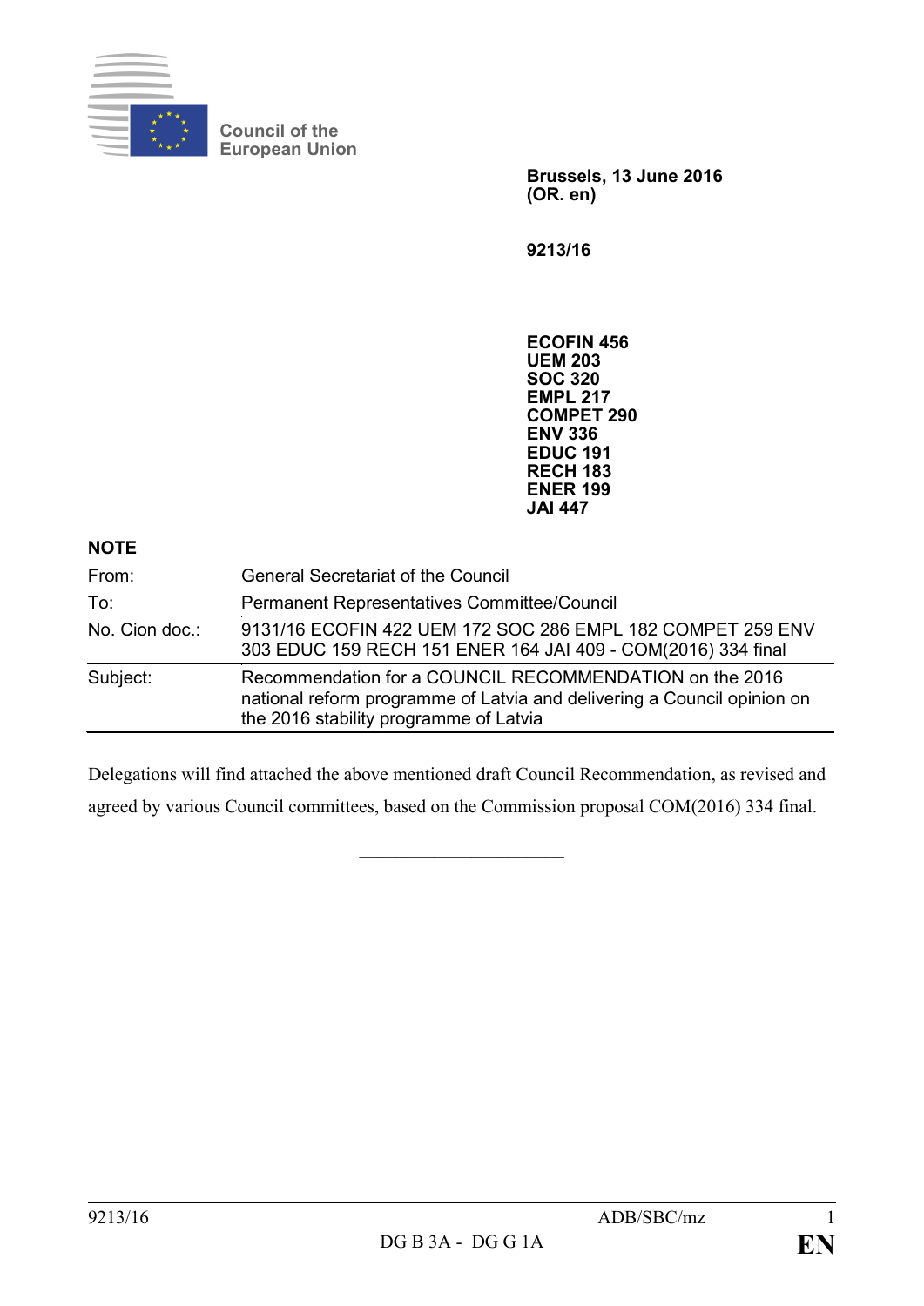Council of the European Union

**Brussels, 13 June 2016**
**(OR. en)**

**9213/16**

**ECOFIN 456**
**UEM 203**
**SOC 320**
**EMPL 217**
**COMPET 290**
**ENV 336**
**EDUC 191**
**RECH 183**
**ENER 199**
**JAI 447**

**NOTE**

| | |
|---|---|
| From: | General Secretariat of the Council |
| To: | Permanent Representatives Committee/Council |
| No. Cion doc.: | 9131/16 ECOFIN 422 UEM 172 SOC 286 EMPL 182 COMPET 259 ENV 303 EDUC 159 RECH 151 ENER 164 JAI 409 - COM(2016) 334 final |
| Subject: | Recommendation for a COUNCIL RECOMMENDATION on the 2016 national reform programme of Latvia and delivering a Council opinion on the 2016 stability programme of Latvia |

Delegations will find attached the above mentioned draft Council Recommendation, as revised and agreed by various Council committees, based on the Commission proposal COM(2016) 334 final.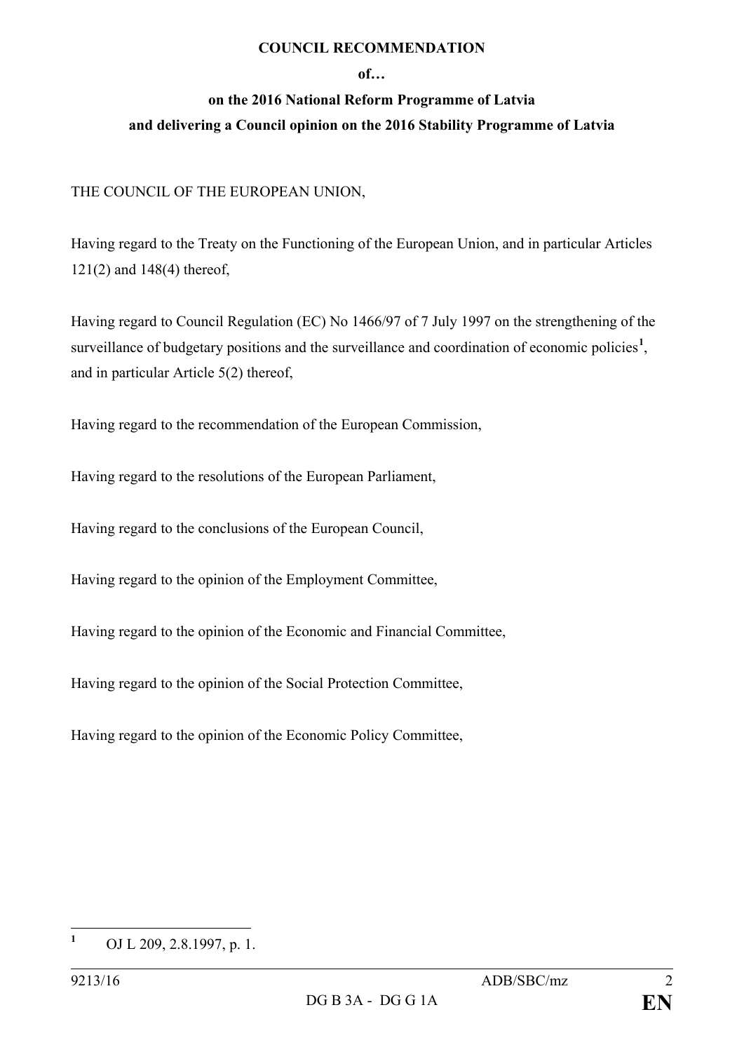**COUNCIL RECOMMENDATION**

**of…**

**on the 2016 National Reform Programme of Latvia**

**and delivering a Council opinion on the 2016 Stability Programme of Latvia**

THE COUNCIL OF THE EUROPEAN UNION,

Having regard to the Treaty on the Functioning of the European Union, and in particular Articles 121(2) and 148(4) thereof,

Having regard to Council Regulation (EC) No 1466/97 of 7 July 1997 on the strengthening of the surveillance of budgetary positions and the surveillance and coordination of economic policies[1], and in particular Article 5(2) thereof,

Having regard to the recommendation of the European Commission,

Having regard to the resolutions of the European Parliament,

Having regard to the conclusions of the European Council,

Having regard to the opinion of the Employment Committee,

Having regard to the opinion of the Economic and Financial Committee,

Having regard to the opinion of the Social Protection Committee,

Having regard to the opinion of the Economic Policy Committee,

---

[1] OJ L 209, 2.8.1997, p. 1.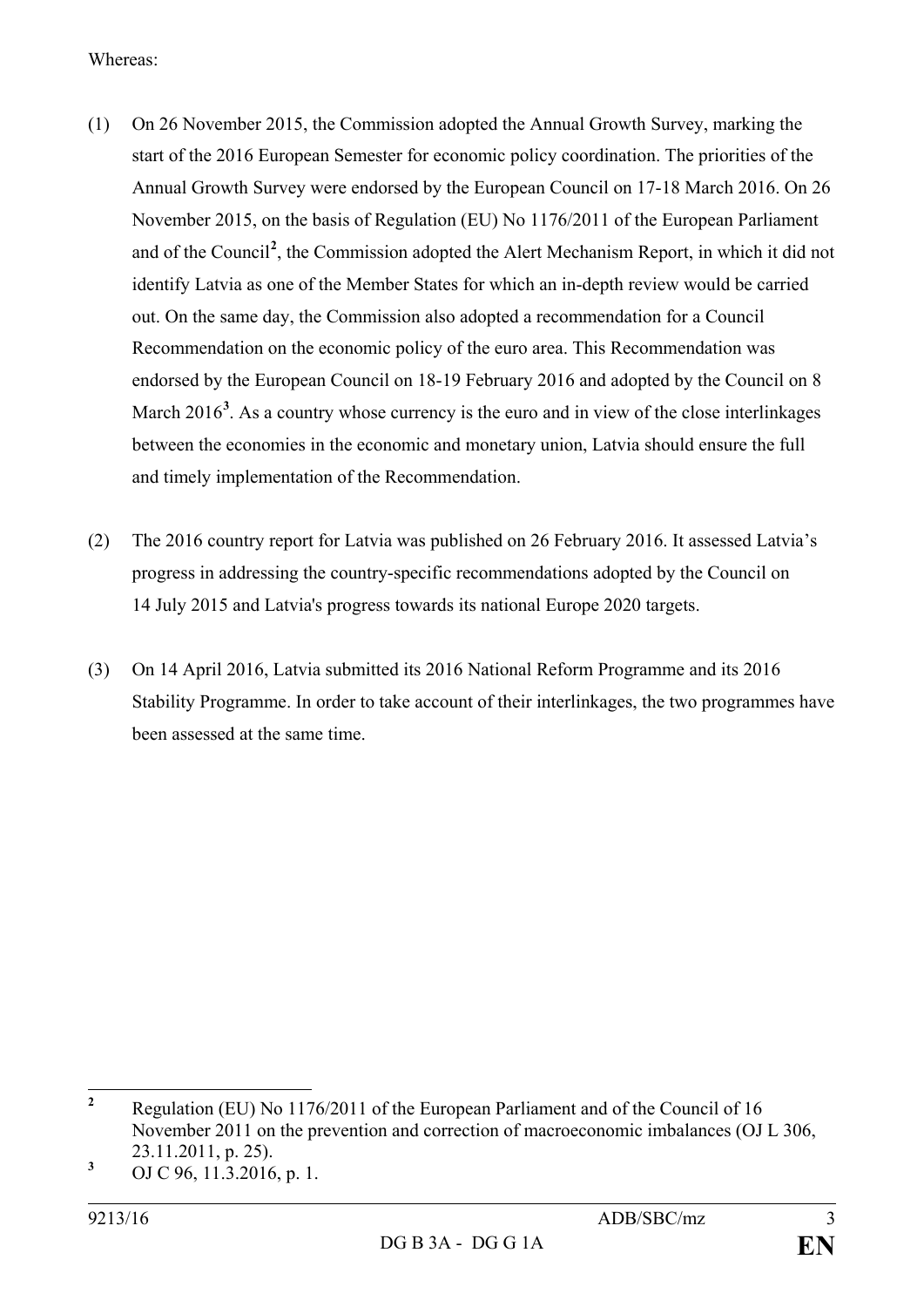Whereas:

(1) On 26 November 2015, the Commission adopted the Annual Growth Survey, marking the start of the 2016 European Semester for economic policy coordination. The priorities of the Annual Growth Survey were endorsed by the European Council on 17-18 March 2016. On 26 November 2015, on the basis of Regulation (EU) No 1176/2011 of the European Parliament and of the Council[2], the Commission adopted the Alert Mechanism Report, in which it did not identify Latvia as one of the Member States for which an in-depth review would be carried out. On the same day, the Commission also adopted a recommendation for a Council Recommendation on the economic policy of the euro area. This Recommendation was endorsed by the European Council on 18-19 February 2016 and adopted by the Council on 8 March 2016[3]. As a country whose currency is the euro and in view of the close interlinkages between the economies in the economic and monetary union, Latvia should ensure the full and timely implementation of the Recommendation.

(2) The 2016 country report for Latvia was published on 26 February 2016. It assessed Latvia's progress in addressing the country-specific recommendations adopted by the Council on 14 July 2015 and Latvia's progress towards its national Europe 2020 targets.

(3) On 14 April 2016, Latvia submitted its 2016 National Reform Programme and its 2016 Stability Programme. In order to take account of their interlinkages, the two programmes have been assessed at the same time.

---

[2] Regulation (EU) No 1176/2011 of the European Parliament and of the Council of 16 November 2011 on the prevention and correction of macroeconomic imbalances (OJ L 306, 23.11.2011, p. 25).

[3] OJ C 96, 11.3.2016, p. 1.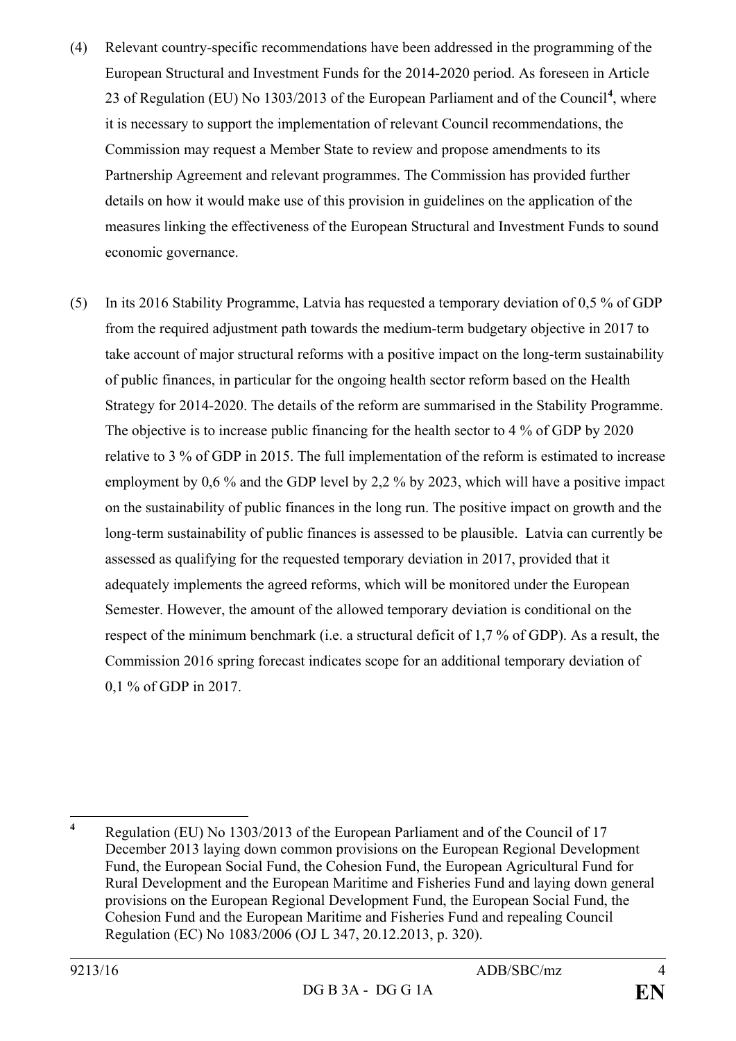(4) Relevant country-specific recommendations have been addressed in the programming of the European Structural and Investment Funds for the 2014-2020 period. As foreseen in Article 23 of Regulation (EU) No 1303/2013 of the European Parliament and of the Council[4], where it is necessary to support the implementation of relevant Council recommendations, the Commission may request a Member State to review and propose amendments to its Partnership Agreement and relevant programmes. The Commission has provided further details on how it would make use of this provision in guidelines on the application of the measures linking the effectiveness of the European Structural and Investment Funds to sound economic governance.

(5) In its 2016 Stability Programme, Latvia has requested a temporary deviation of 0,5 % of GDP from the required adjustment path towards the medium-term budgetary objective in 2017 to take account of major structural reforms with a positive impact on the long-term sustainability of public finances, in particular for the ongoing health sector reform based on the Health Strategy for 2014-2020. The details of the reform are summarised in the Stability Programme. The objective is to increase public financing for the health sector to 4 % of GDP by 2020 relative to 3 % of GDP in 2015. The full implementation of the reform is estimated to increase employment by 0,6 % and the GDP level by 2,2 % by 2023, which will have a positive impact on the sustainability of public finances in the long run. The positive impact on growth and the long-term sustainability of public finances is assessed to be plausible. Latvia can currently be assessed as qualifying for the requested temporary deviation in 2017, provided that it adequately implements the agreed reforms, which will be monitored under the European Semester. However, the amount of the allowed temporary deviation is conditional on the respect of the minimum benchmark (i.e. a structural deficit of 1,7 % of GDP). As a result, the Commission 2016 spring forecast indicates scope for an additional temporary deviation of 0,1 % of GDP in 2017.

---

[4] Regulation (EU) No 1303/2013 of the European Parliament and of the Council of 17 December 2013 laying down common provisions on the European Regional Development Fund, the European Social Fund, the Cohesion Fund, the European Agricultural Fund for Rural Development and the European Maritime and Fisheries Fund and laying down general provisions on the European Regional Development Fund, the European Social Fund, the Cohesion Fund and the European Maritime and Fisheries Fund and repealing Council Regulation (EC) No 1083/2006 (OJ L 347, 20.12.2013, p. 320).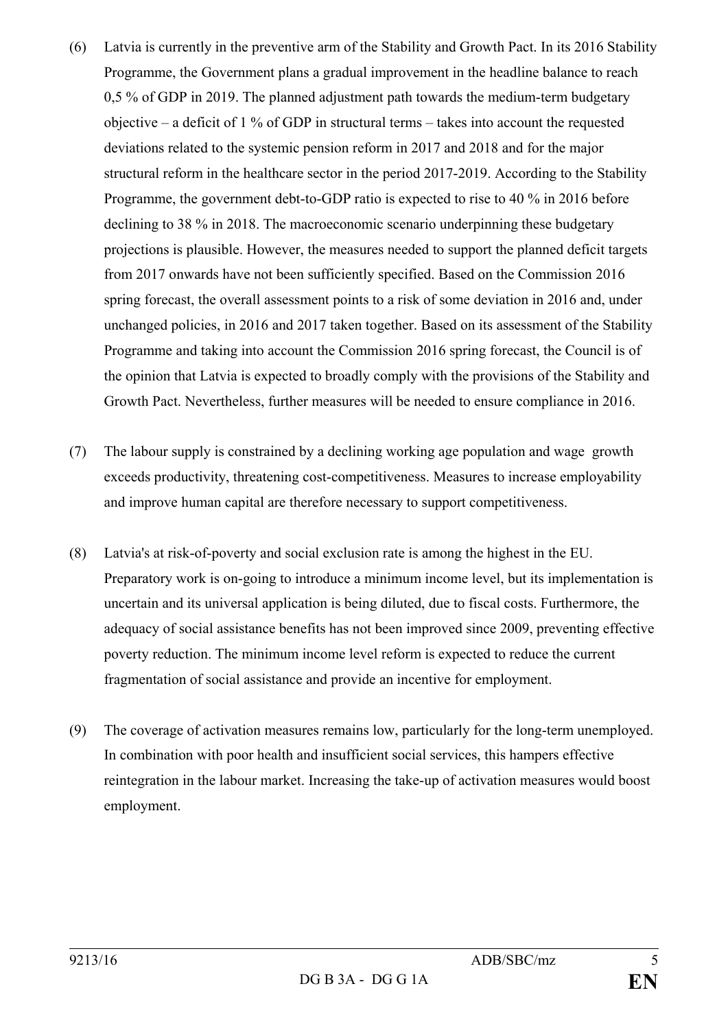(6) Latvia is currently in the preventive arm of the Stability and Growth Pact. In its 2016 Stability Programme, the Government plans a gradual improvement in the headline balance to reach 0,5 % of GDP in 2019. The planned adjustment path towards the medium-term budgetary objective – a deficit of 1 % of GDP in structural terms – takes into account the requested deviations related to the systemic pension reform in 2017 and 2018 and for the major structural reform in the healthcare sector in the period 2017-2019. According to the Stability Programme, the government debt-to-GDP ratio is expected to rise to 40 % in 2016 before declining to 38 % in 2018. The macroeconomic scenario underpinning these budgetary projections is plausible. However, the measures needed to support the planned deficit targets from 2017 onwards have not been sufficiently specified. Based on the Commission 2016 spring forecast, the overall assessment points to a risk of some deviation in 2016 and, under unchanged policies, in 2016 and 2017 taken together. Based on its assessment of the Stability Programme and taking into account the Commission 2016 spring forecast, the Council is of the opinion that Latvia is expected to broadly comply with the provisions of the Stability and Growth Pact. Nevertheless, further measures will be needed to ensure compliance in 2016.

(7) The labour supply is constrained by a declining working age population and wage growth exceeds productivity, threatening cost-competitiveness. Measures to increase employability and improve human capital are therefore necessary to support competitiveness.

(8) Latvia's at risk-of-poverty and social exclusion rate is among the highest in the EU. Preparatory work is on-going to introduce a minimum income level, but its implementation is uncertain and its universal application is being diluted, due to fiscal costs. Furthermore, the adequacy of social assistance benefits has not been improved since 2009, preventing effective poverty reduction. The minimum income level reform is expected to reduce the current fragmentation of social assistance and provide an incentive for employment.

(9) The coverage of activation measures remains low, particularly for the long-term unemployed. In combination with poor health and insufficient social services, this hampers effective reintegration in the labour market. Increasing the take-up of activation measures would boost employment.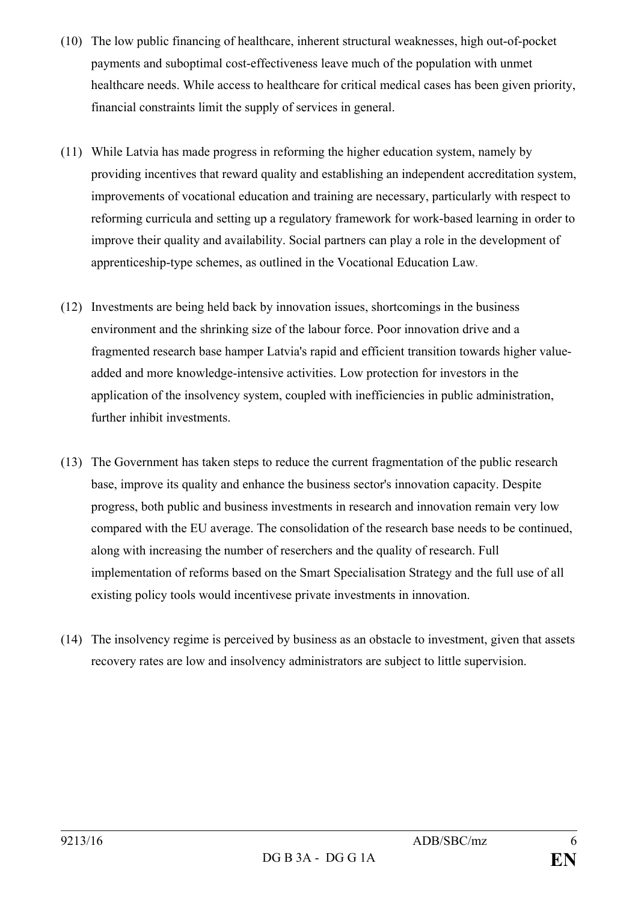(10) The low public financing of healthcare, inherent structural weaknesses, high out-of-pocket payments and suboptimal cost-effectiveness leave much of the population with unmet healthcare needs. While access to healthcare for critical medical cases has been given priority, financial constraints limit the supply of services in general.

(11) While Latvia has made progress in reforming the higher education system, namely by providing incentives that reward quality and establishing an independent accreditation system, improvements of vocational education and training are necessary, particularly with respect to reforming curricula and setting up a regulatory framework for work-based learning in order to improve their quality and availability. Social partners can play a role in the development of apprenticeship-type schemes, as outlined in the Vocational Education Law.

(12) Investments are being held back by innovation issues, shortcomings in the business environment and the shrinking size of the labour force. Poor innovation drive and a fragmented research base hamper Latvia's rapid and efficient transition towards higher value-added and more knowledge-intensive activities. Low protection for investors in the application of the insolvency system, coupled with inefficiencies in public administration, further inhibit investments.

(13) The Government has taken steps to reduce the current fragmentation of the public research base, improve its quality and enhance the business sector's innovation capacity. Despite progress, both public and business investments in research and innovation remain very low compared with the EU average. The consolidation of the research base needs to be continued, along with increasing the number of reserchers and the quality of research. Full implementation of reforms based on the Smart Specialisation Strategy and the full use of all existing policy tools would incentivese private investments in innovation.

(14) The insolvency regime is perceived by business as an obstacle to investment, given that assets recovery rates are low and insolvency administrators are subject to little supervision.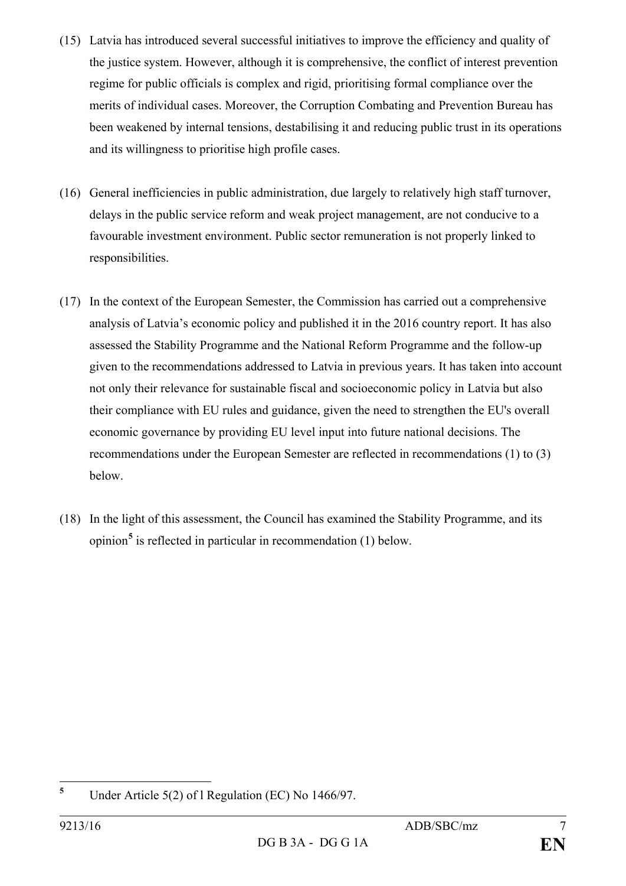(15) Latvia has introduced several successful initiatives to improve the efficiency and quality of the justice system. However, although it is comprehensive, the conflict of interest prevention regime for public officials is complex and rigid, prioritising formal compliance over the merits of individual cases. Moreover, the Corruption Combating and Prevention Bureau has been weakened by internal tensions, destabilising it and reducing public trust in its operations and its willingness to prioritise high profile cases.

(16) General inefficiencies in public administration, due largely to relatively high staff turnover, delays in the public service reform and weak project management, are not conducive to a favourable investment environment. Public sector remuneration is not properly linked to responsibilities.

(17) In the context of the European Semester, the Commission has carried out a comprehensive analysis of Latvia's economic policy and published it in the 2016 country report. It has also assessed the Stability Programme and the National Reform Programme and the follow-up given to the recommendations addressed to Latvia in previous years. It has taken into account not only their relevance for sustainable fiscal and socioeconomic policy in Latvia but also their compliance with EU rules and guidance, given the need to strengthen the EU's overall economic governance by providing EU level input into future national decisions. The recommendations under the European Semester are reflected in recommendations (1) to (3) below.

(18) In the light of this assessment, the Council has examined the Stability Programme, and its opinion[5] is reflected in particular in recommendation (1) below.

---

[5] Under Article 5(2) of l Regulation (EC) No 1466/97.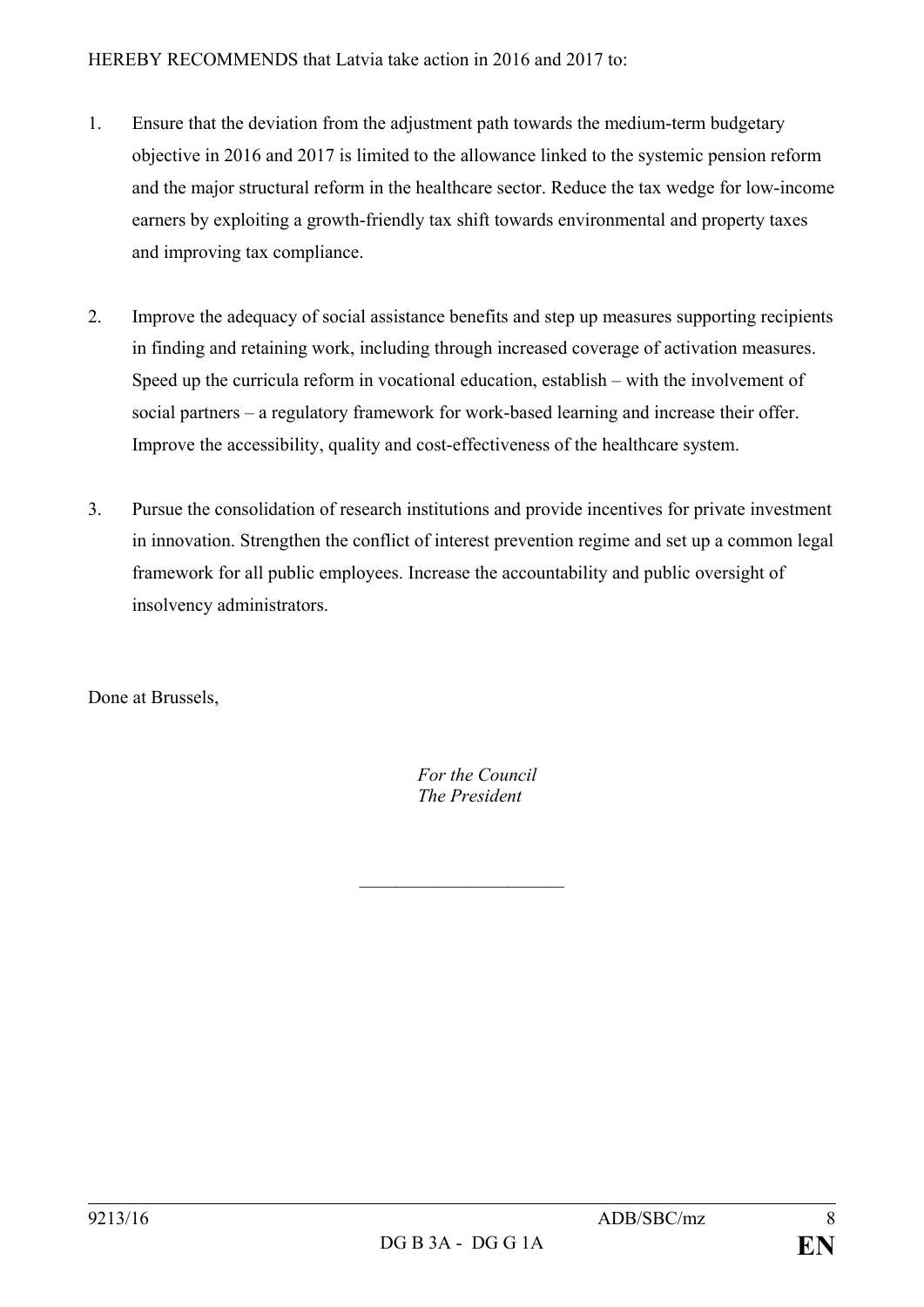HEREBY RECOMMENDS that Latvia take action in 2016 and 2017 to:

1. Ensure that the deviation from the adjustment path towards the medium-term budgetary objective in 2016 and 2017 is limited to the allowance linked to the systemic pension reform and the major structural reform in the healthcare sector. Reduce the tax wedge for low-income earners by exploiting a growth-friendly tax shift towards environmental and property taxes and improving tax compliance.

2. Improve the adequacy of social assistance benefits and step up measures supporting recipients in finding and retaining work, including through increased coverage of activation measures. Speed up the curricula reform in vocational education, establish – with the involvement of social partners – a regulatory framework for work-based learning and increase their offer. Improve the accessibility, quality and cost-effectiveness of the healthcare system.

3. Pursue the consolidation of research institutions and provide incentives for private investment in innovation. Strengthen the conflict of interest prevention regime and set up a common legal framework for all public employees. Increase the accountability and public oversight of insolvency administrators.

Done at Brussels,

*For the Council*
*The President*